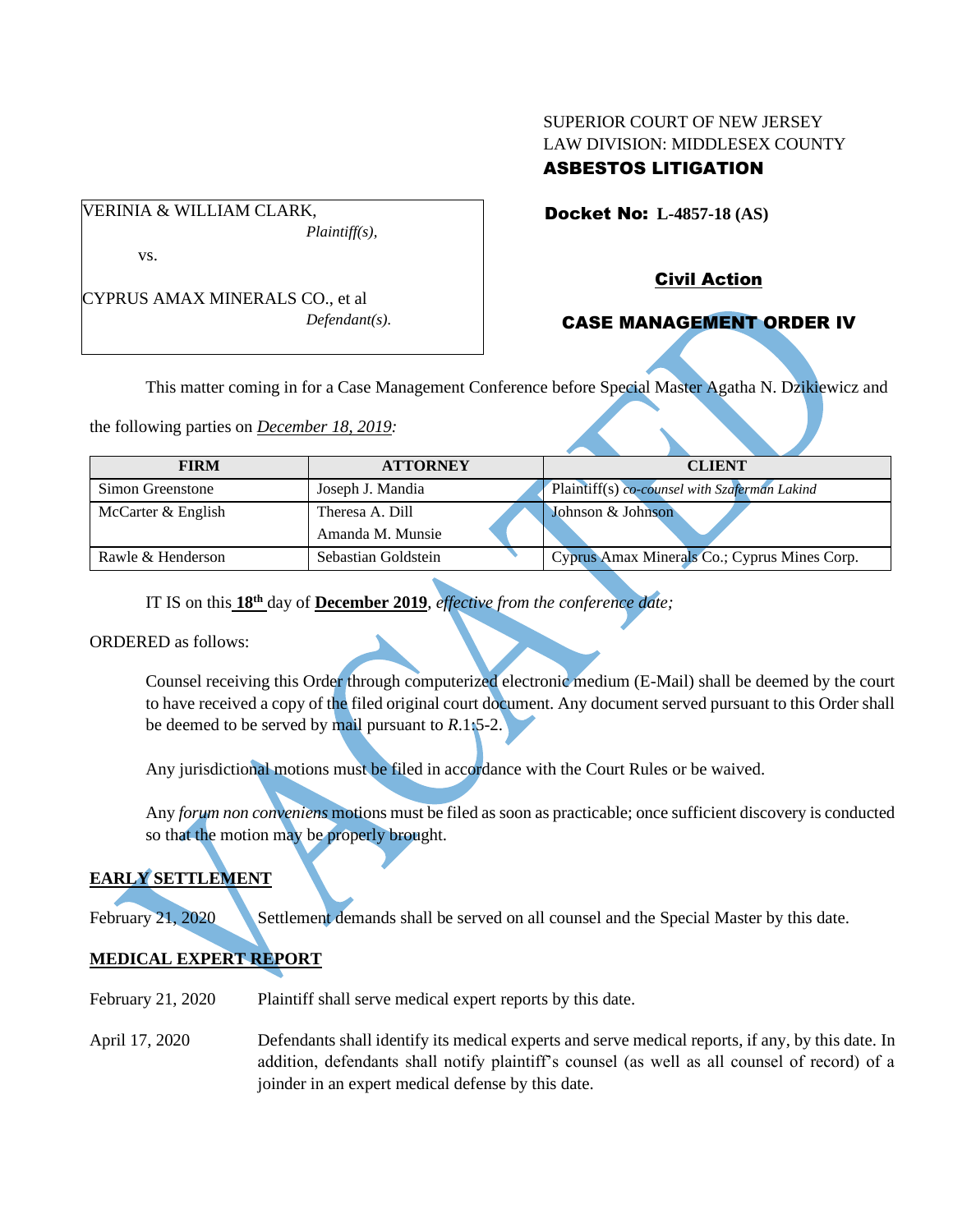SUPERIOR COURT OF NEW JERSEY
LAW DIVISION: MIDDLESEX COUNTY
**ASBESTOS LITIGATION**

VERINIA & WILLIAM CLARK,
*Plaintiff(s),*

vs.

CYPRUS AMAX MINERALS CO., et al
*Defendant(s).*

**Docket No: L-4857-18 (AS)**

**Civil Action**

**CASE MANAGEMENT ORDER IV**

This matter coming in for a Case Management Conference before Special Master Agatha N. Dzikiewicz and the following parties on *December 18, 2019:*

| FIRM | ATTORNEY | CLIENT |
| --- | --- | --- |
| Simon Greenstone | Joseph J. Mandia | Plaintiff(s) *co-counsel with Szaferman Lakind* |
| McCarter & English | Theresa A. Dill<br>Amanda M. Munsie | Johnson & Johnson |
| Rawle & Henderson | Sebastian Goldstein | Cyprus Amax Minerals Co.; Cyprus Mines Corp. |

IT IS on this **18th** day of **December 2019**, *effective from the conference date;*

ORDERED as follows:

Counsel receiving this Order through computerized electronic medium (E-Mail) shall be deemed by the court to have received a copy of the filed original court document. Any document served pursuant to this Order shall be deemed to be served by mail pursuant to *R*.1:5-2.

Any jurisdictional motions must be filed in accordance with the Court Rules or be waived.

Any *forum non conveniens* motions must be filed as soon as practicable; once sufficient discovery is conducted so that the motion may be properly brought.

**EARLY SETTLEMENT**

February 21, 2020 — Settlement demands shall be served on all counsel and the Special Master by this date.

**MEDICAL EXPERT REPORT**

February 21, 2020 — Plaintiff shall serve medical expert reports by this date.

April 17, 2020 — Defendants shall identify its medical experts and serve medical reports, if any, by this date. In addition, defendants shall notify plaintiff's counsel (as well as all counsel of record) of a joinder in an expert medical defense by this date.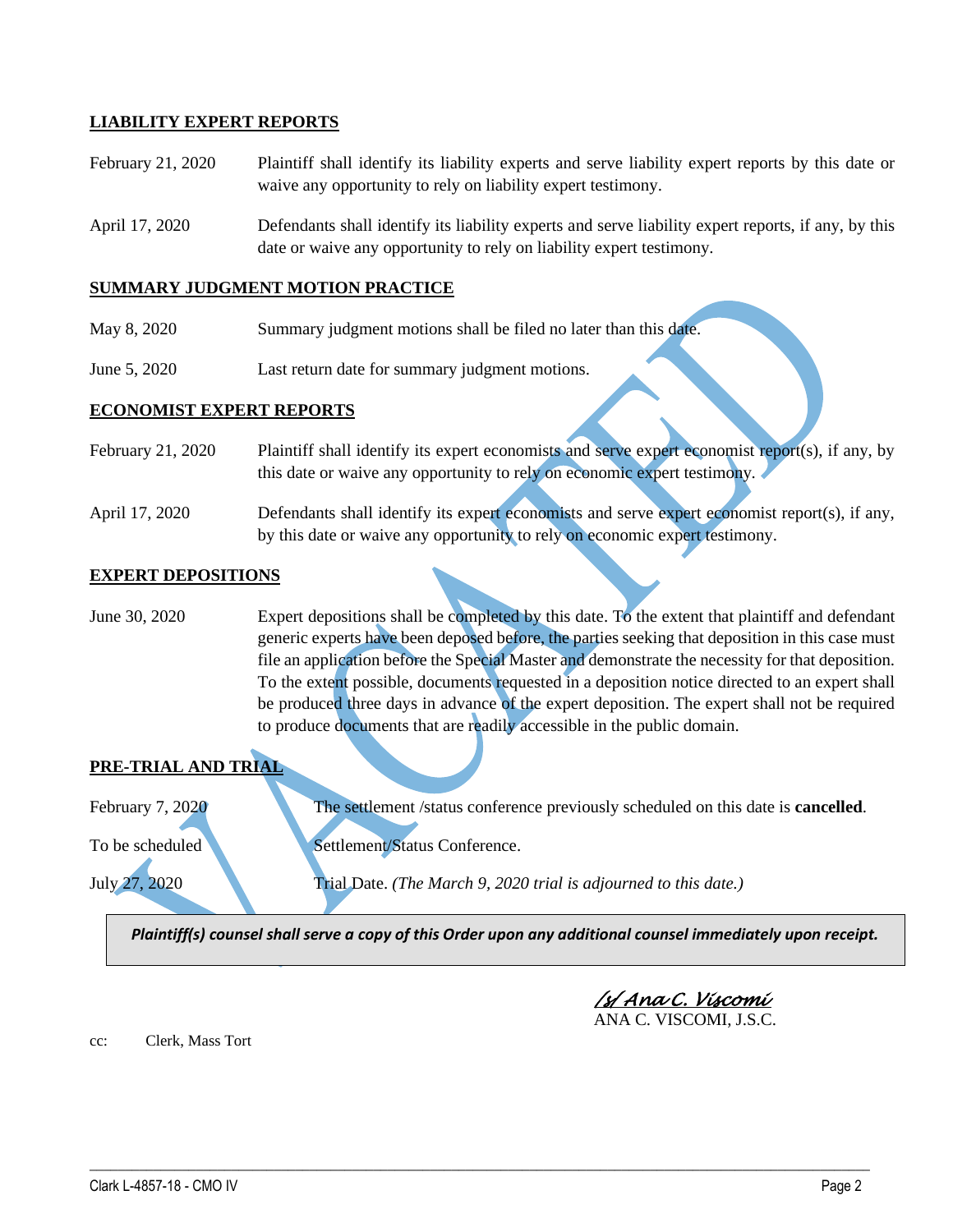**LIABILITY EXPERT REPORTS**

| | |
|---|---|
| February 21, 2020 | Plaintiff shall identify its liability experts and serve liability expert reports by this date or waive any opportunity to rely on liability expert testimony. |
| April 17, 2020 | Defendants shall identify its liability experts and serve liability expert reports, if any, by this date or waive any opportunity to rely on liability expert testimony. |

**SUMMARY JUDGMENT MOTION PRACTICE**

| | |
|---|---|
| May 8, 2020 | Summary judgment motions shall be filed no later than this date. |
| June 5, 2020 | Last return date for summary judgment motions. |

**ECONOMIST EXPERT REPORTS**

| | |
|---|---|
| February 21, 2020 | Plaintiff shall identify its expert economists and serve expert economist report(s), if any, by this date or waive any opportunity to rely on economic expert testimony. |
| April 17, 2020 | Defendants shall identify its expert economists and serve expert economist report(s), if any, by this date or waive any opportunity to rely on economic expert testimony. |

**EXPERT DEPOSITIONS**

| | |
|---|---|
| June 30, 2020 | Expert depositions shall be completed by this date. To the extent that plaintiff and defendant generic experts have been deposed before, the parties seeking that deposition in this case must file an application before the Special Master and demonstrate the necessity for that deposition. To the extent possible, documents requested in a deposition notice directed to an expert shall be produced three days in advance of the expert deposition. The expert shall not be required to produce documents that are readily accessible in the public domain. |

**PRE-TRIAL AND TRIAL**

| | |
|---|---|
| February 7, 2020 | The settlement /status conference previously scheduled on this date is **cancelled**. |
| To be scheduled | Settlement/Status Conference. |
| July 27, 2020 | Trial Date. *(The March 9, 2020 trial is adjourned to this date.)* |

***Plaintiff(s) counsel shall serve a copy of this Order upon any additional counsel immediately upon receipt.***

VACATED

/s/ Ana C. Viscomi
ANA C. VISCOMI, J.S.C.

cc: Clerk, Mass Tort

Clark L-4857-18 - CMO IV